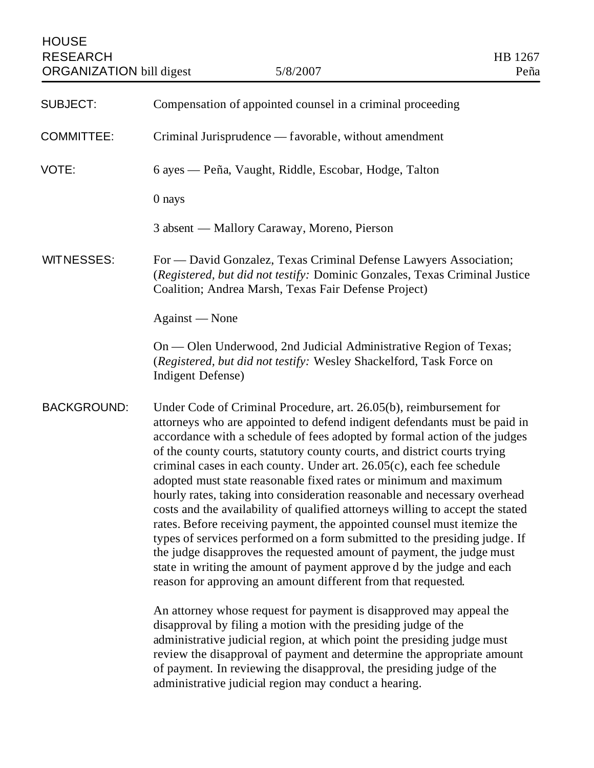HOUSE RESEARCH ORGANIZATION bill digest

5/8/2007

HB 1267
Peña

**SUBJECT:** Compensation of appointed counsel in a criminal proceeding

**COMMITTEE:** Criminal Jurisprudence — favorable, without amendment

**VOTE:** 6 ayes — Peña, Vaught, Riddle, Escobar, Hodge, Talton

0 nays

3 absent — Mallory Caraway, Moreno, Pierson

**WITNESSES:** For — David Gonzalez, Texas Criminal Defense Lawyers Association; (*Registered, but did not testify:* Dominic Gonzales, Texas Criminal Justice Coalition; Andrea Marsh, Texas Fair Defense Project)

Against — None

On — Olen Underwood, 2nd Judicial Administrative Region of Texas; (*Registered, but did not testify:* Wesley Shackelford, Task Force on Indigent Defense)

**BACKGROUND:** Under Code of Criminal Procedure, art. 26.05(b), reimbursement for attorneys who are appointed to defend indigent defendants must be paid in accordance with a schedule of fees adopted by formal action of the judges of the county courts, statutory county courts, and district courts trying criminal cases in each county. Under art. 26.05(c), each fee schedule adopted must state reasonable fixed rates or minimum and maximum hourly rates, taking into consideration reasonable and necessary overhead costs and the availability of qualified attorneys willing to accept the stated rates. Before receiving payment, the appointed counsel must itemize the types of services performed on a form submitted to the presiding judge. If the judge disapproves the requested amount of payment, the judge must state in writing the amount of payment approved by the judge and each reason for approving an amount different from that requested.

An attorney whose request for payment is disapproved may appeal the disapproval by filing a motion with the presiding judge of the administrative judicial region, at which point the presiding judge must review the disapproval of payment and determine the appropriate amount of payment. In reviewing the disapproval, the presiding judge of the administrative judicial region may conduct a hearing.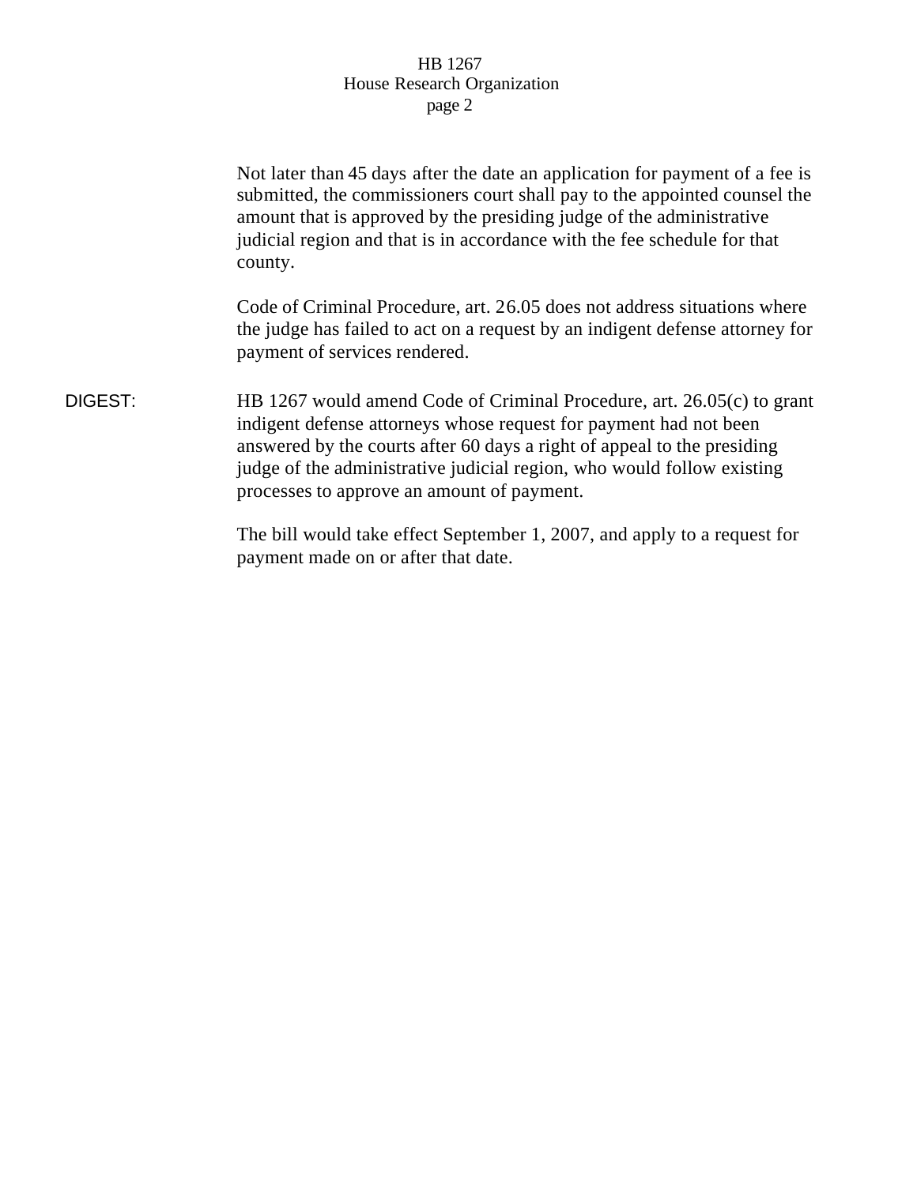Not later than 45 days after the date an application for payment of a fee is submitted, the commissioners court shall pay to the appointed counsel the amount that is approved by the presiding judge of the administrative judicial region and that is in accordance with the fee schedule for that county.

Code of Criminal Procedure, art. 26.05 does not address situations where the judge has failed to act on a request by an indigent defense attorney for payment of services rendered.

**DIGEST:** HB 1267 would amend Code of Criminal Procedure, art. 26.05(c) to grant indigent defense attorneys whose request for payment had not been answered by the courts after 60 days a right of appeal to the presiding judge of the administrative judicial region, who would follow existing processes to approve an amount of payment.

The bill would take effect September 1, 2007, and apply to a request for payment made on or after that date.